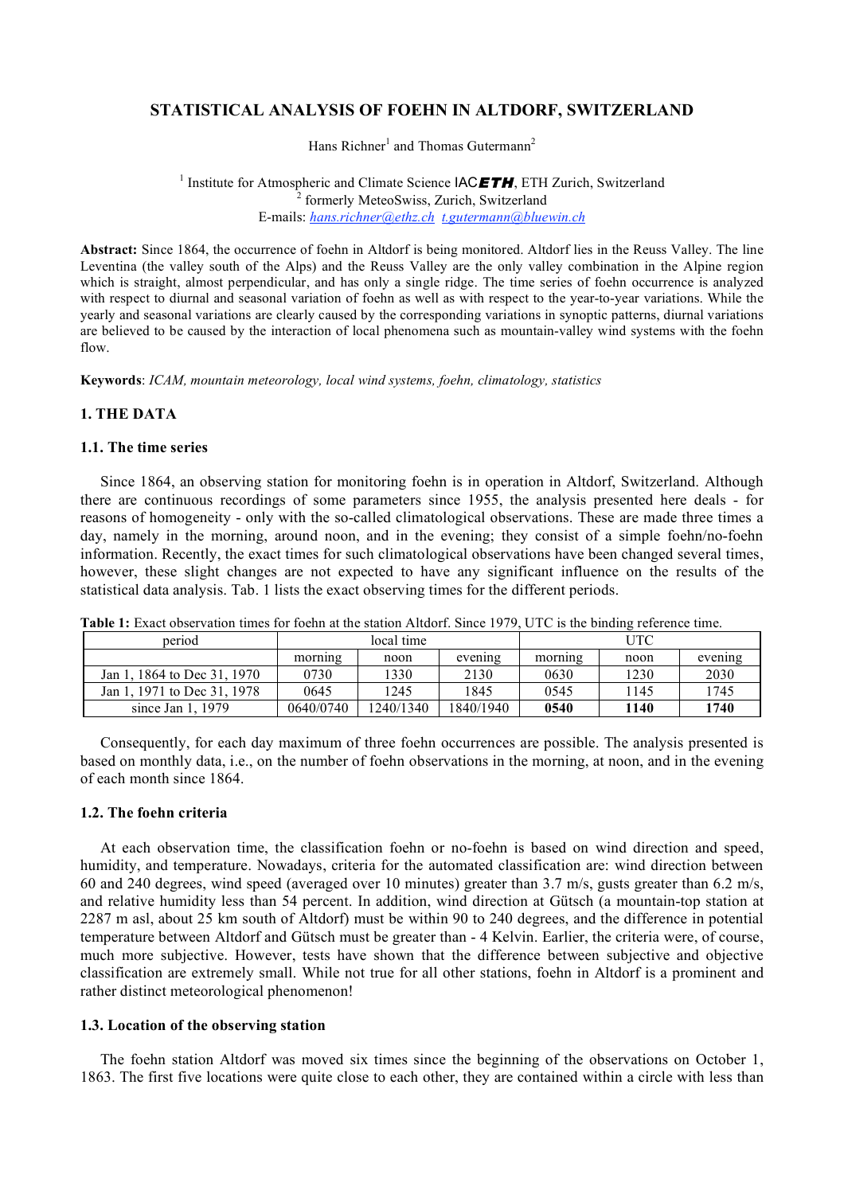# STATISTICAL ANALYSIS OF FOEHN IN ALTDORF, SWITZERLAND

Hans Richner[1] and Thomas Gutermann[2]

[1] Institute for Atmospheric and Climate Science IAC*ETH*, ETH Zurich, Switzerland
[2] formerly MeteoSwiss, Zurich, Switzerland
E-mails: *hans.richner@ethz.ch* *t.gutermann@bluewin.ch*

**Abstract:** Since 1864, the occurrence of foehn in Altdorf is being monitored. Altdorf lies in the Reuss Valley. The line Leventina (the valley south of the Alps) and the Reuss Valley are the only valley combination in the Alpine region which is straight, almost perpendicular, and has only a single ridge. The time series of foehn occurrence is analyzed with respect to diurnal and seasonal variation of foehn as well as with respect to the year-to-year variations. While the yearly and seasonal variations are clearly caused by the corresponding variations in synoptic patterns, diurnal variations are believed to be caused by the interaction of local phenomena such as mountain-valley wind systems with the foehn flow.

**Keywords**: *ICAM, mountain meteorology, local wind systems, foehn, climatology, statistics*

## 1. THE DATA

### 1.1. The time series

Since 1864, an observing station for monitoring foehn is in operation in Altdorf, Switzerland. Although there are continuous recordings of some parameters since 1955, the analysis presented here deals - for reasons of homogeneity - only with the so-called climatological observations. These are made three times a day, namely in the morning, around noon, and in the evening; they consist of a simple foehn/no-foehn information. Recently, the exact times for such climatological observations have been changed several times, however, these slight changes are not expected to have any significant influence on the results of the statistical data analysis. Tab. 1 lists the exact observing times for the different periods.

**Table 1:** Exact observation times for foehn at the station Altdorf. Since 1979, UTC is the binding reference time.

| period | local time | | | UTC | | |
|---|---|---|---|---|---|---|
| | morning | noon | evening | morning | noon | evening |
| Jan 1, 1864 to Dec 31, 1970 | 0730 | 1330 | 2130 | 0630 | 1230 | 2030 |
| Jan 1, 1971 to Dec 31, 1978 | 0645 | 1245 | 1845 | 0545 | 1145 | 1745 |
| since Jan 1, 1979 | 0640/0740 | 1240/1340 | 1840/1940 | **0540** | **1140** | **1740** |

Consequently, for each day maximum of three foehn occurrences are possible. The analysis presented is based on monthly data, i.e., on the number of foehn observations in the morning, at noon, and in the evening of each month since 1864.

### 1.2. The foehn criteria

At each observation time, the classification foehn or no-foehn is based on wind direction and speed, humidity, and temperature. Nowadays, criteria for the automated classification are: wind direction between 60 and 240 degrees, wind speed (averaged over 10 minutes) greater than 3.7 m/s, gusts greater than 6.2 m/s, and relative humidity less than 54 percent. In addition, wind direction at Gütsch (a mountain-top station at 2287 m asl, about 25 km south of Altdorf) must be within 90 to 240 degrees, and the difference in potential temperature between Altdorf and Gütsch must be greater than - 4 Kelvin. Earlier, the criteria were, of course, much more subjective. However, tests have shown that the difference between subjective and objective classification are extremely small. While not true for all other stations, foehn in Altdorf is a prominent and rather distinct meteorological phenomenon!

### 1.3. Location of the observing station

The foehn station Altdorf was moved six times since the beginning of the observations on October 1, 1863. The first five locations were quite close to each other, they are contained within a circle with less than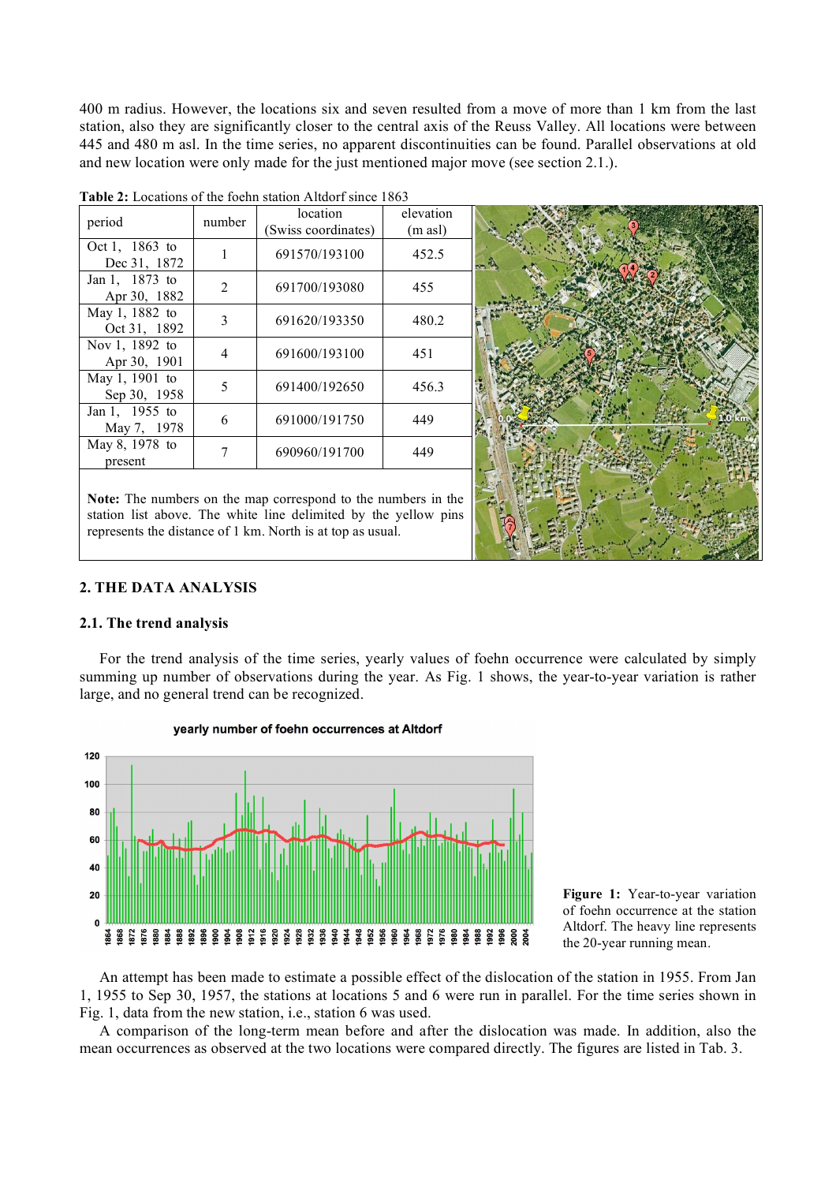400 m radius. However, the locations six and seven resulted from a move of more than 1 km from the last station, also they are significantly closer to the central axis of the Reuss Valley. All locations were between 445 and 480 m asl. In the time series, no apparent discontinuities can be found. Parallel observations at old and new location were only made for the just mentioned major move (see section 2.1.).

**Table 2:** Locations of the foehn station Altdorf since 1863

| period | number | location (Swiss coordinates) | elevation (m asl) |
|---|---|---|---|
| Oct 1, 1863 to Dec 31, 1872 | 1 | 691570/193100 | 452.5 |
| Jan 1, 1873 to Apr 30, 1882 | 2 | 691700/193080 | 455 |
| May 1, 1882 to Oct 31, 1892 | 3 | 691620/193350 | 480.2 |
| Nov 1, 1892 to Apr 30, 1901 | 4 | 691600/193100 | 451 |
| May 1, 1901 to Sep 30, 1958 | 5 | 691400/192650 | 456.3 |
| Jan 1, 1955 to May 7, 1978 | 6 | 691000/191750 | 449 |
| May 8, 1978 to present | 7 | 690960/191700 | 449 |

**Note:** The numbers on the map correspond to the numbers in the station list above. The white line delimited by the yellow pins represents the distance of 1 km. North is at top as usual.

## 2. THE DATA ANALYSIS

### 2.1. The trend analysis

For the trend analysis of the time series, yearly values of foehn occurrence were calculated by simply summing up number of observations during the year. As Fig. 1 shows, the year-to-year variation is rather large, and no general trend can be recognized.

**Figure 1:** Year-to-year variation of foehn occurrence at the station Altdorf. The heavy line represents the 20-year running mean.

An attempt has been made to estimate a possible effect of the dislocation of the station in 1955. From Jan 1, 1955 to Sep 30, 1957, the stations at locations 5 and 6 were run in parallel. For the time series shown in Fig. 1, data from the new station, i.e., station 6 was used.

A comparison of the long-term mean before and after the dislocation was made. In addition, also the mean occurrences as observed at the two locations were compared directly. The figures are listed in Tab. 3.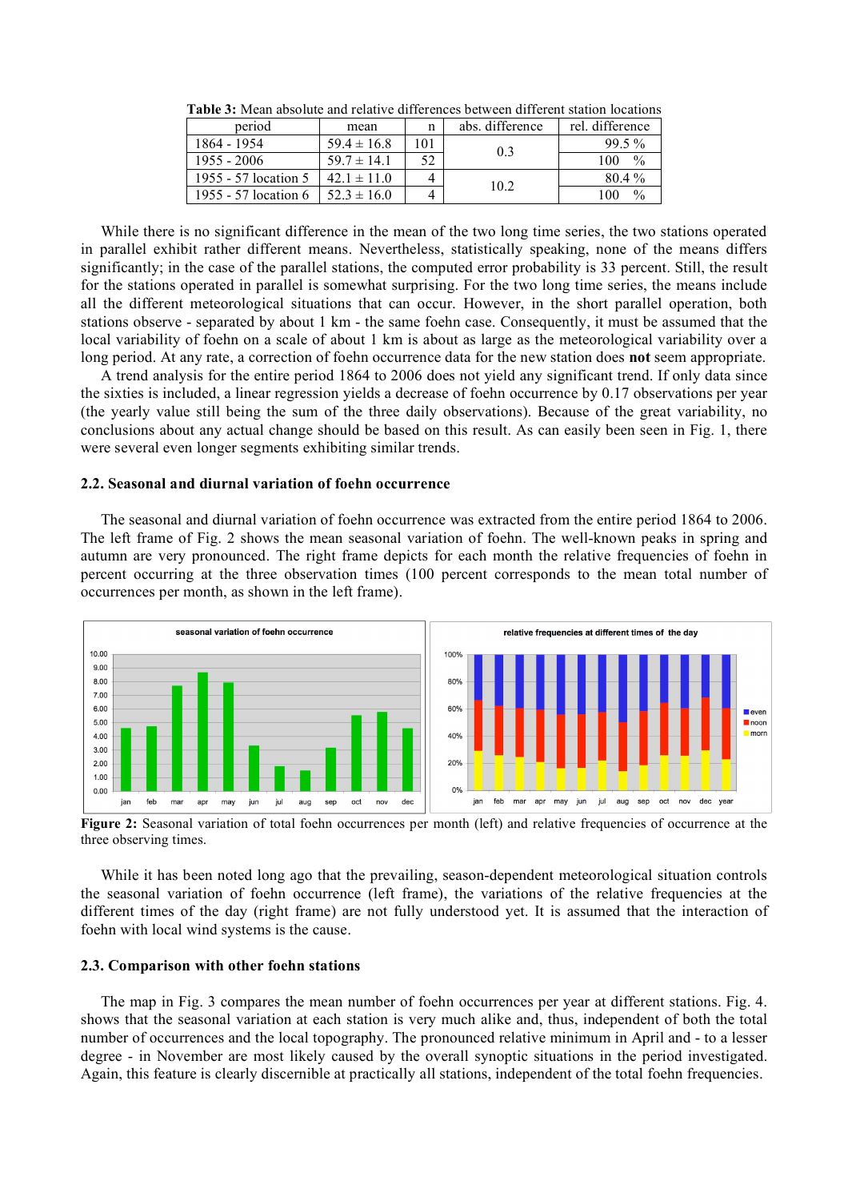**Table 3:** Mean absolute and relative differences between different station locations

| period | mean | n | abs. difference | rel. difference |
|---|---|---|---|---|
| 1864 - 1954 | 59.4 ± 16.8 | 101 | 0.3 | 99.5 % |
| 1955 - 2006 | 59.7 ± 14.1 | 52 | | 100 % |
| 1955 - 57 location 5 | 42.1 ± 11.0 | 4 | 10.2 | 80.4 % |
| 1955 - 57 location 6 | 52.3 ± 16.0 | 4 | | 100 % |

While there is no significant difference in the mean of the two long time series, the two stations operated in parallel exhibit rather different means. Nevertheless, statistically speaking, none of the means differs significantly; in the case of the parallel stations, the computed error probability is 33 percent. Still, the result for the stations operated in parallel is somewhat surprising. For the two long time series, the means include all the different meteorological situations that can occur. However, in the short parallel operation, both stations observe - separated by about 1 km - the same foehn case. Consequently, it must be assumed that the local variability of foehn on a scale of about 1 km is about as large as the meteorological variability over a long period. At any rate, a correction of foehn occurrence data for the new station does **not** seem appropriate.

A trend analysis for the entire period 1864 to 2006 does not yield any significant trend. If only data since the sixties is included, a linear regression yields a decrease of foehn occurrence by 0.17 observations per year (the yearly value still being the sum of the three daily observations). Because of the great variability, no conclusions about any actual change should be based on this result. As can easily been seen in Fig. 1, there were several even longer segments exhibiting similar trends.

### 2.2. Seasonal and diurnal variation of foehn occurrence

The seasonal and diurnal variation of foehn occurrence was extracted from the entire period 1864 to 2006. The left frame of Fig. 2 shows the mean seasonal variation of foehn. The well-known peaks in spring and autumn are very pronounced. The right frame depicts for each month the relative frequencies of foehn in percent occurring at the three observation times (100 percent corresponds to the mean total number of occurrences per month, as shown in the left frame).

**Figure 2:** Seasonal variation of total foehn occurrences per month (left) and relative frequencies of occurrence at the three observing times.

While it has been noted long ago that the prevailing, season-dependent meteorological situation controls the seasonal variation of foehn occurrence (left frame), the variations of the relative frequencies at the different times of the day (right frame) are not fully understood yet. It is assumed that the interaction of foehn with local wind systems is the cause.

### 2.3. Comparison with other foehn stations

The map in Fig. 3 compares the mean number of foehn occurrences per year at different stations. Fig. 4. shows that the seasonal variation at each station is very much alike and, thus, independent of both the total number of occurrences and the local topography. The pronounced relative minimum in April and - to a lesser degree - in November are most likely caused by the overall synoptic situations in the period investigated. Again, this feature is clearly discernible at practically all stations, independent of the total foehn frequencies.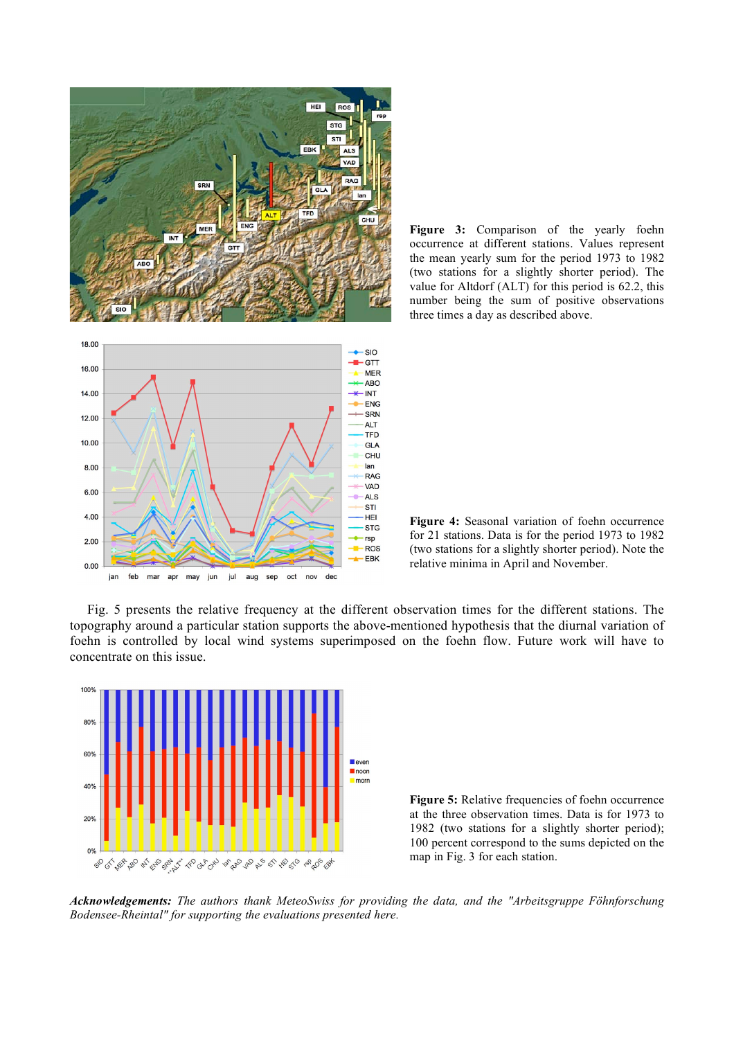HEI
ROS
rsp
STG
STI
EBK
ALS
VAD
RAG
GLA
SRN
lan
ALT
TFD
CHU
ENG
MER
INT
GTT
ABO
SIO

**Figure 3:** Comparison of the yearly foehn occurrence at different stations. Values represent the mean yearly sum for the period 1973 to 1982 (two stations for a slightly shorter period). The value for Altdorf (ALT) for this period is 62.2, this number being the sum of positive observations three times a day as described above.

18.00
16.00
14.00
12.00
10.00
8.00
6.00
4.00
2.00
0.00

jan feb mar apr may jun jul aug sep oct nov dec

SIO
GTT
MER
ABO
INT
ENG
SRN
ALT
TFD
GLA
CHU
lan
RAG
VAD
ALS
STI
HEI
STG
rsp
ROS
EBK

**Figure 4:** Seasonal variation of foehn occurrence for 21 stations. Data is for the period 1973 to 1982 (two stations for a slightly shorter period). Note the relative minima in April and November.

Fig. 5 presents the relative frequency at the different observation times for the different stations. The topography around a particular station supports the above-mentioned hypothesis that the diurnal variation of foehn is controlled by local wind systems superimposed on the foehn flow. Future work will have to concentrate on this issue.

100%
80%
60%
40%
20%
0%

SIO GTT MER ABO INT ENG SRN **ALT** TFD GLA CHU lan RAG VAD ALS STI HEI STG rsp ROS EBK

even
noon
morn

**Figure 5:** Relative frequencies of foehn occurrence at the three observation times. Data is for 1973 to 1982 (two stations for a slightly shorter period); 100 percent correspond to the sums depicted on the map in Fig. 3 for each station.

***Acknowledgements:*** *The authors thank MeteoSwiss for providing the data, and the "Arbeitsgruppe Föhnforschung Bodensee-Rheintal" for supporting the evaluations presented here.*